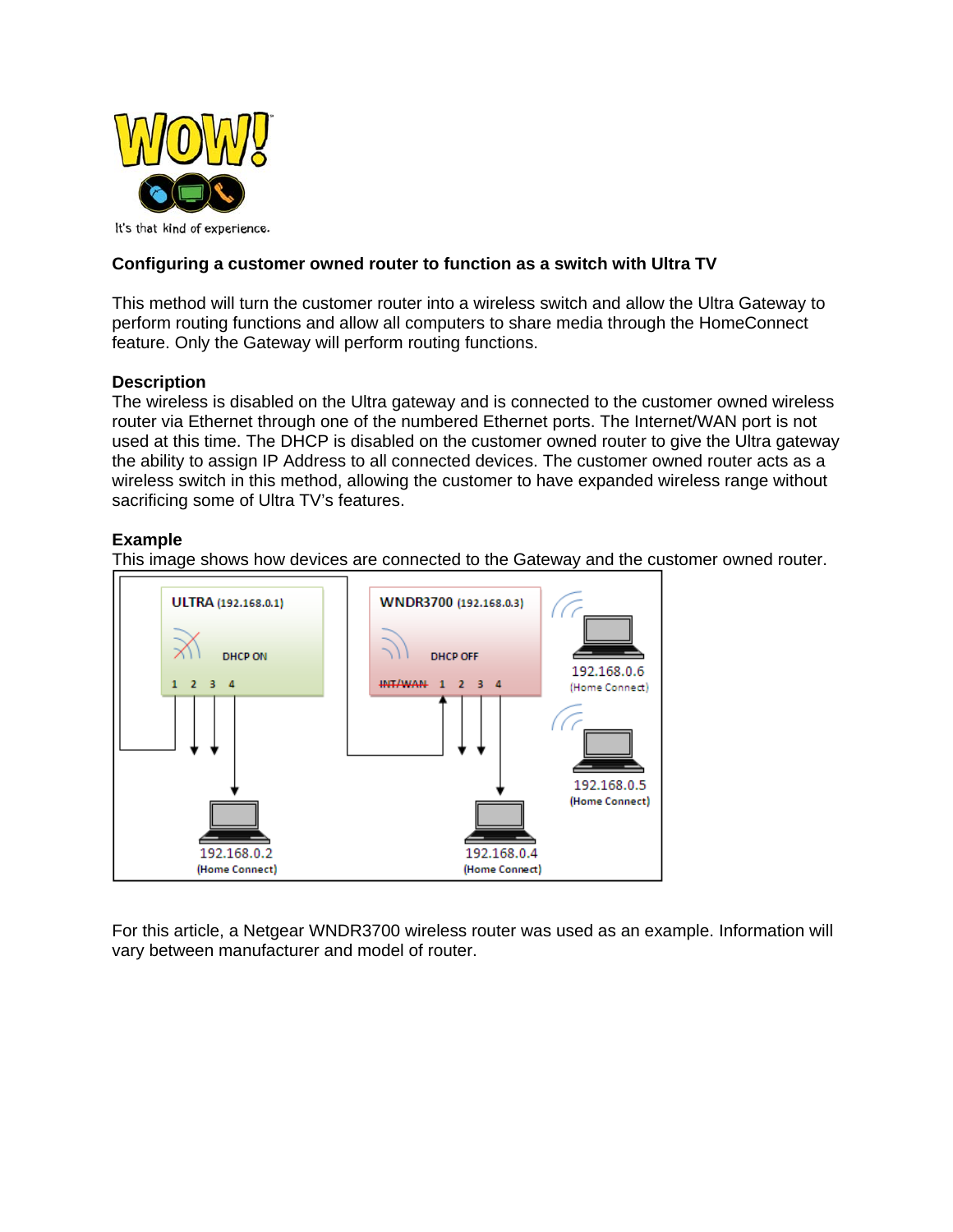## Configuring a customer owned router to function as a switch with Ultra TV

This method will turn the customer router into a wireless switch and allow the Ultra Gateway to perform routing functions and allow all computers to share media through the HomeConnect feature. Only the Gateway will perform routing functions.

### Description

The wireless is disabled on the Ultra gateway and is connected to the customer owned wireless router via Ethernet through one of the numbered Ethernet ports. The Internet/WAN port is not used at this time. The DHCP is disabled on the customer owned router to give the Ultra gateway the ability to assign IP Address to all connected devices. The customer owned router acts as a wireless switch in this method, allowing the customer to have expanded wireless range without sacrificing some of Ultra TV's features.

### Example

This image shows how devices are connected to the Gateway and the customer owned router.

For this article, a Netgear WNDR3700 wireless router was used as an example. Information will vary between manufacturer and model of router.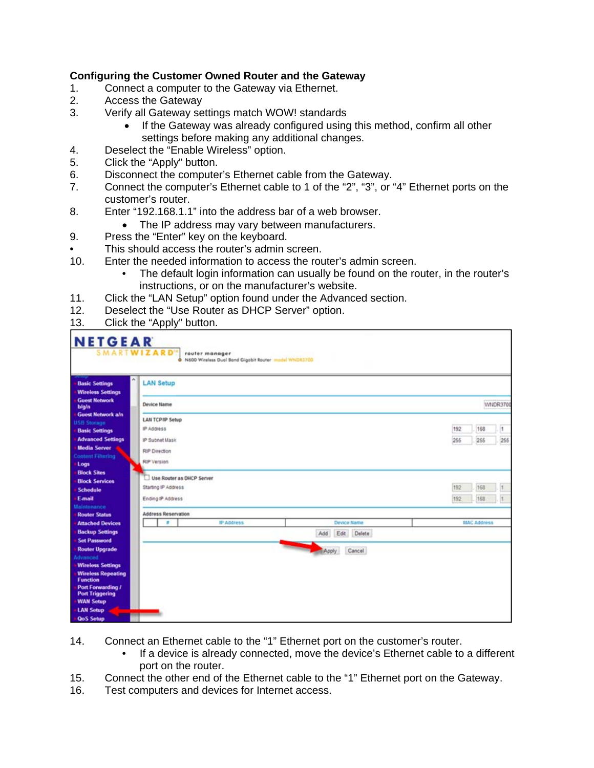**Configuring the Customer Owned Router and the Gateway**

1. Connect a computer to the Gateway via Ethernet.
2. Access the Gateway
3. Verify all Gateway settings match WOW! standards
   - If the Gateway was already configured using this method, confirm all other settings before making any additional changes.
4. Deselect the “Enable Wireless” option.
5. Click the “Apply” button.
6. Disconnect the computer’s Ethernet cable from the Gateway.
7. Connect the computer’s Ethernet cable to 1 of the “2”, “3”, or “4” Ethernet ports on the customer’s router.
8. Enter “192.168.1.1” into the address bar of a web browser.
   - The IP address may vary between manufacturers.
9. Press the “Enter” key on the keyboard.

- This should access the router’s admin screen.

10. Enter the needed information to access the router’s admin screen.
    - The default login information can usually be found on the router, in the router’s instructions, or on the manufacturer’s website.
11. Click the “LAN Setup” option found under the Advanced section.
12. Deselect the “Use Router as DHCP Server” option.
13. Click the “Apply” button.
14. Connect an Ethernet cable to the “1” Ethernet port on the customer’s router.
    - If a device is already connected, move the device’s Ethernet cable to a different port on the router.
15. Connect the other end of the Ethernet cable to the “1” Ethernet port on the Gateway.
16. Test computers and devices for Internet access.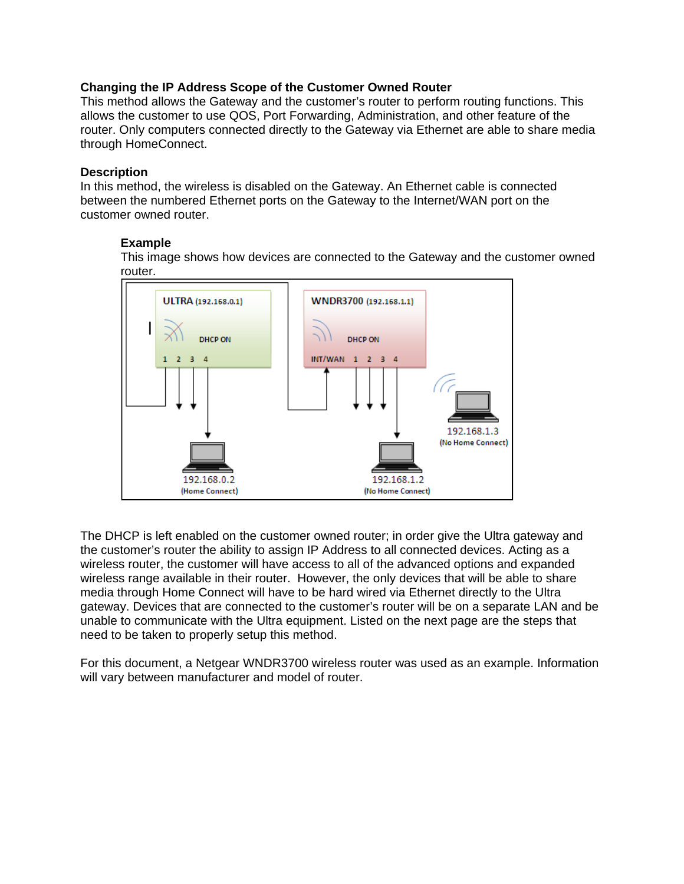**Changing the IP Address Scope of the Customer Owned Router**

This method allows the Gateway and the customer's router to perform routing functions. This allows the customer to use QOS, Port Forwarding, Administration, and other feature of the router. Only computers connected directly to the Gateway via Ethernet are able to share media through HomeConnect.

**Description**

In this method, the wireless is disabled on the Gateway. An Ethernet cable is connected between the numbered Ethernet ports on the Gateway to the Internet/WAN port on the customer owned router.

**Example**

This image shows how devices are connected to the Gateway and the customer owned router.

ULTRA (192.168.0.1) DHCP ON 1 2 3 4

WNDR3700 (192.168.1.1) DHCP ON INT/WAN 1 2 3 4

192.168.0.2 (Home Connect)

192.168.1.2 (No Home Connect)

192.168.1.3 (No Home Connect)

The DHCP is left enabled on the customer owned router; in order give the Ultra gateway and the customer's router the ability to assign IP Address to all connected devices. Acting as a wireless router, the customer will have access to all of the advanced options and expanded wireless range available in their router. However, the only devices that will be able to share media through Home Connect will have to be hard wired via Ethernet directly to the Ultra gateway. Devices that are connected to the customer's router will be on a separate LAN and be unable to communicate with the Ultra equipment. Listed on the next page are the steps that need to be taken to properly setup this method.

For this document, a Netgear WNDR3700 wireless router was used as an example. Information will vary between manufacturer and model of router.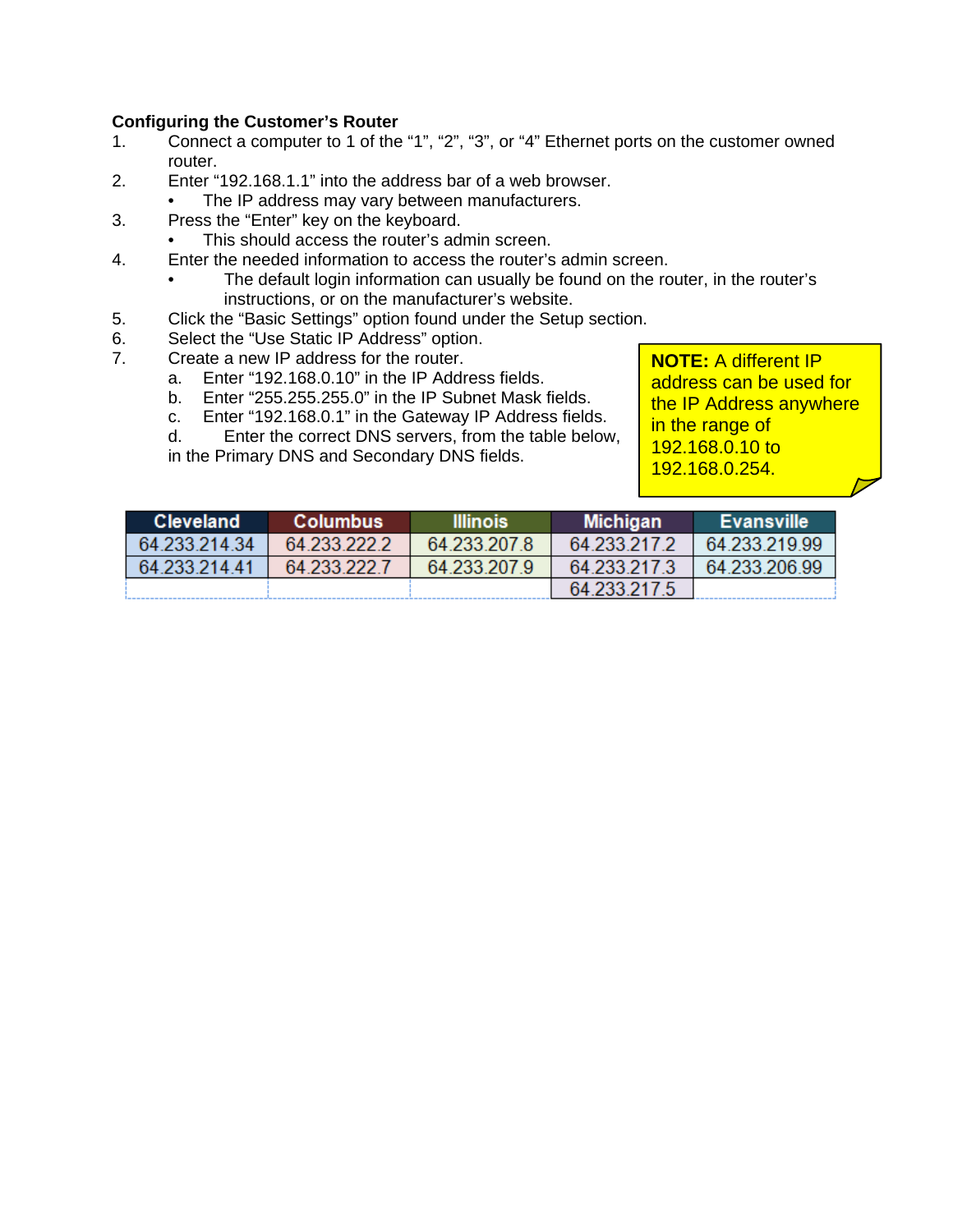**Configuring the Customer's Router**

1. Connect a computer to 1 of the "1", "2", "3", or "4" Ethernet ports on the customer owned router.
2. Enter "192.168.1.1" into the address bar of a web browser.
   - The IP address may vary between manufacturers.
3. Press the "Enter" key on the keyboard.
   - This should access the router's admin screen.
4. Enter the needed information to access the router's admin screen.
   - The default login information can usually be found on the router, in the router's instructions, or on the manufacturer's website.
5. Click the "Basic Settings" option found under the Setup section.
6. Select the "Use Static IP Address" option.
7. Create a new IP address for the router.
   a. Enter "192.168.0.10" in the IP Address fields.
   b. Enter "255.255.255.0" in the IP Subnet Mask fields.
   c. Enter "192.168.0.1" in the Gateway IP Address fields.
   d. Enter the correct DNS servers, from the table below, in the Primary DNS and Secondary DNS fields.

**NOTE:** A different IP address can be used for the IP Address anywhere in the range of 192.168.0.10 to 192.168.0.254.

| Cleveland | Columbus | Illinois | Michigan | Evansville |
|---|---|---|---|---|
| 64.233.214.34 | 64.233.222.2 | 64.233.207.8 | 64.233.217.2 | 64.233.219.99 |
| 64.233.214.41 | 64.233.222.7 | 64.233.207.9 | 64.233.217.3 | 64.233.206.99 |
| | | | 64.233.217.5 | |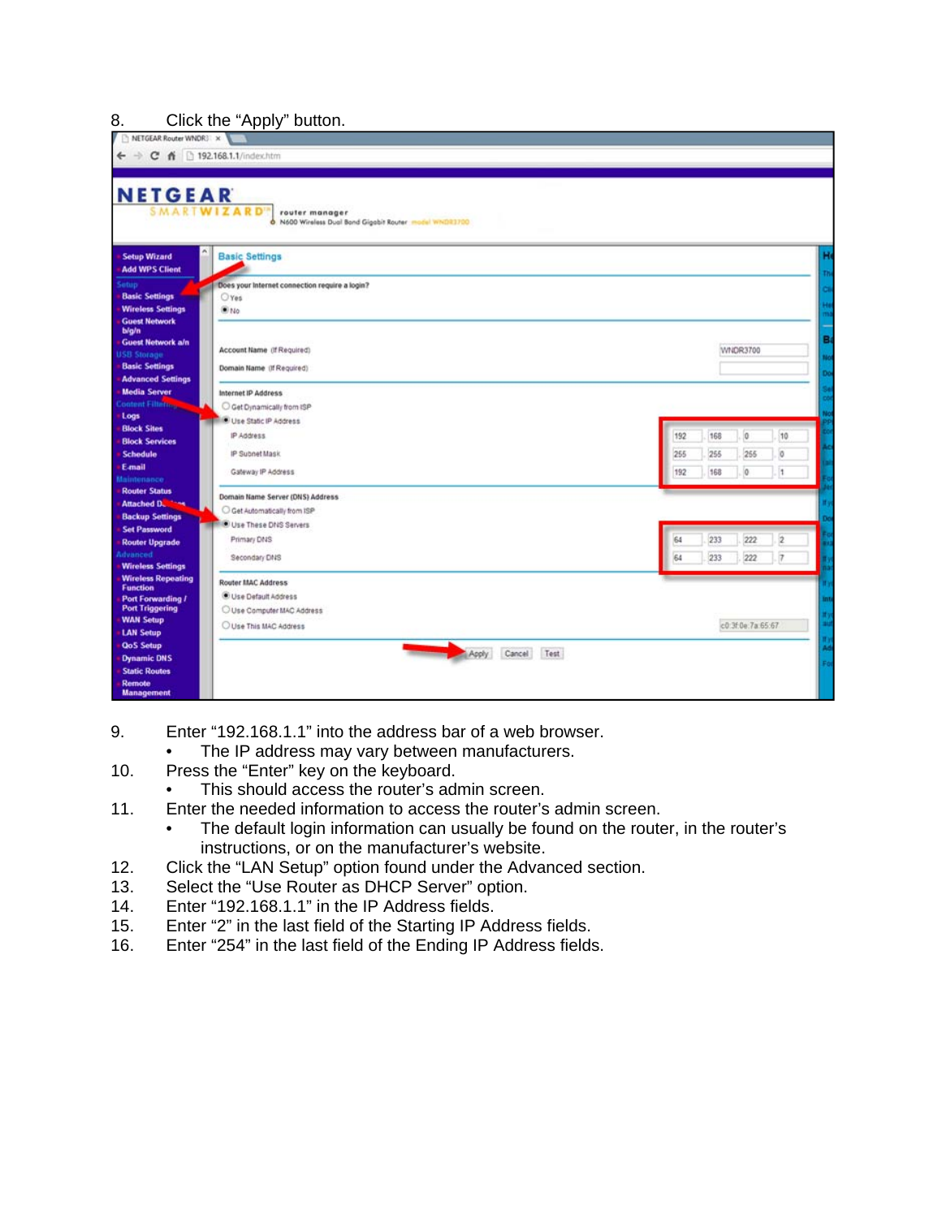8. Click the “Apply” button.

9. Enter “192.168.1.1” into the address bar of a web browser.
   - The IP address may vary between manufacturers.
10. Press the “Enter” key on the keyboard.
    - This should access the router’s admin screen.
11. Enter the needed information to access the router’s admin screen.
    - The default login information can usually be found on the router, in the router’s instructions, or on the manufacturer’s website.
12. Click the “LAN Setup” option found under the Advanced section.
13. Select the “Use Router as DHCP Server” option.
14. Enter “192.168.1.1” in the IP Address fields.
15. Enter “2” in the last field of the Starting IP Address fields.
16. Enter “254” in the last field of the Ending IP Address fields.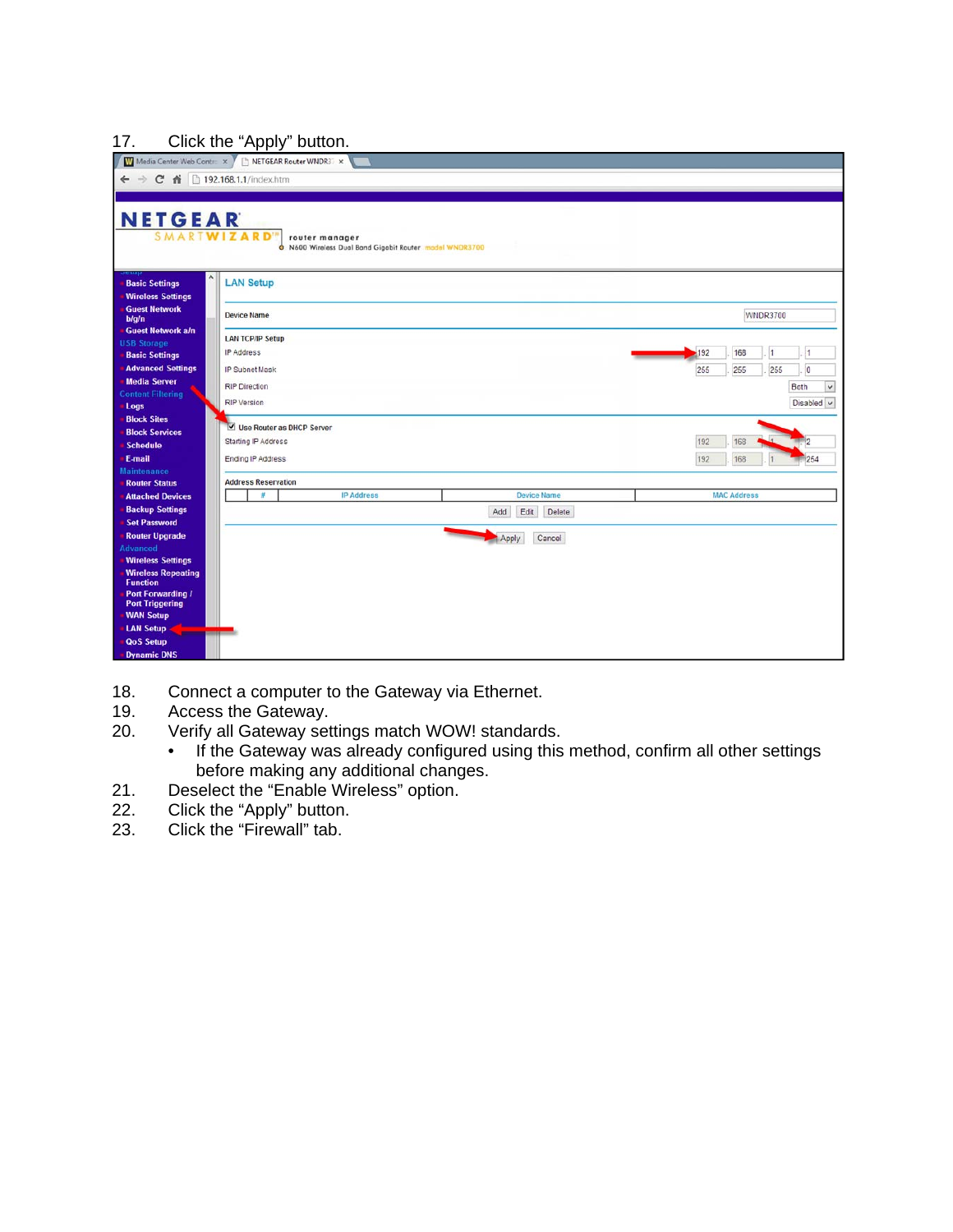17. Click the “Apply” button.

18. Connect a computer to the Gateway via Ethernet.
19. Access the Gateway.
20. Verify all Gateway settings match WOW! standards.
    - If the Gateway was already configured using this method, confirm all other settings before making any additional changes.
21. Deselect the “Enable Wireless” option.
22. Click the “Apply” button.
23. Click the “Firewall” tab.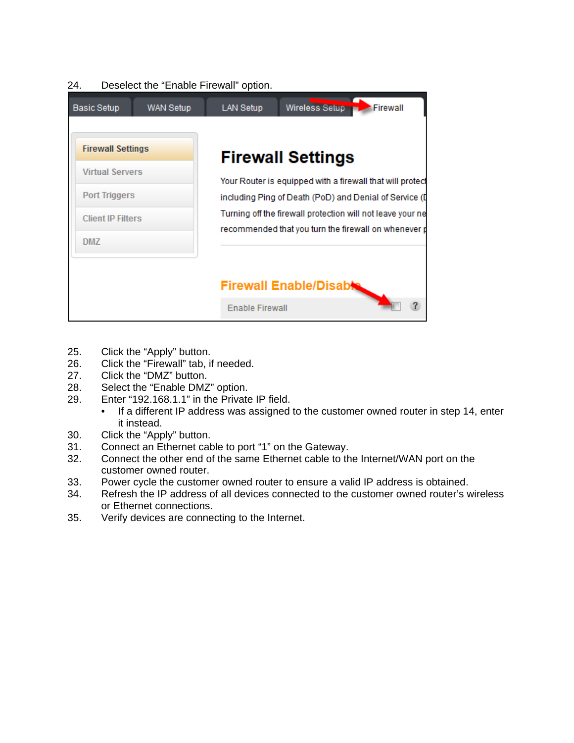24. Deselect the “Enable Firewall” option.

25. Click the “Apply” button.
26. Click the “Firewall” tab, if needed.
27. Click the “DMZ” button.
28. Select the “Enable DMZ” option.
29. Enter “192.168.1.1” in the Private IP field.
    - If a different IP address was assigned to the customer owned router in step 14, enter it instead.
30. Click the “Apply” button.
31. Connect an Ethernet cable to port “1” on the Gateway.
32. Connect the other end of the same Ethernet cable to the Internet/WAN port on the customer owned router.
33. Power cycle the customer owned router to ensure a valid IP address is obtained.
34. Refresh the IP address of all devices connected to the customer owned router’s wireless or Ethernet connections.
35. Verify devices are connecting to the Internet.